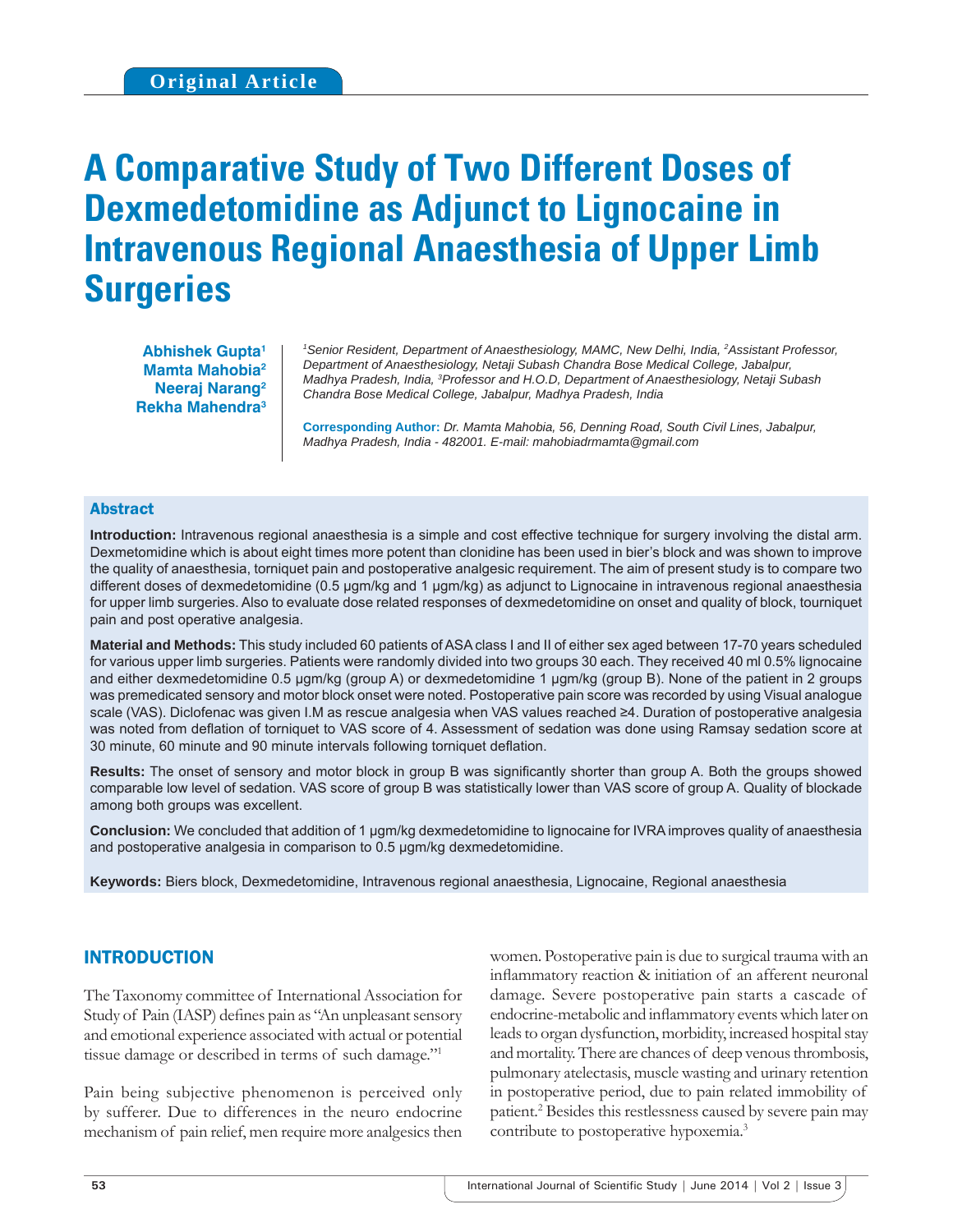Original Article

# A Comparative Study of Two Different Doses of Dexmedetomidine as Adjunct to Lignocaine in Intravenous Regional Anaesthesia of Upper Limb Surgeries

**Abhishek Gupta[1]**
**Mamta Mahobia[2]**
**Neeraj Narang[2]**
**Rekha Mahendra[3]**

*[1]Senior Resident, Department of Anaesthesiology, MAMC, New Delhi, India, [2]Assistant Professor, Department of Anaesthesiology, Netaji Subash Chandra Bose Medical College, Jabalpur, Madhya Pradesh, India, [3]Professor and H.O.D, Department of Anaesthesiology, Netaji Subash Chandra Bose Medical College, Jabalpur, Madhya Pradesh, India*

**Corresponding Author:** *Dr. Mamta Mahobia, 56, Denning Road, South Civil Lines, Jabalpur, Madhya Pradesh, India - 482001. E-mail: mahobiadrmamta@gmail.com*

## Abstract

**Introduction:** Intravenous regional anaesthesia is a simple and cost effective technique for surgery involving the distal arm. Dexmetomidine which is about eight times more potent than clonidine has been used in bier's block and was shown to improve the quality of anaesthesia, torniquet pain and postoperative analgesic requirement. The aim of present study is to compare two different doses of dexmedetomidine (0.5 μgm/kg and 1 μgm/kg) as adjunct to Lignocaine in intravenous regional anaesthesia for upper limb surgeries. Also to evaluate dose related responses of dexmedetomidine on onset and quality of block, tourniquet pain and post operative analgesia.

**Material and Methods:** This study included 60 patients of ASA class I and II of either sex aged between 17-70 years scheduled for various upper limb surgeries. Patients were randomly divided into two groups 30 each. They received 40 ml 0.5% lignocaine and either dexmedetomidine 0.5 μgm/kg (group A) or dexmedetomidine 1 μgm/kg (group B). None of the patient in 2 groups was premedicated sensory and motor block onset were noted. Postoperative pain score was recorded by using Visual analogue scale (VAS). Diclofenac was given I.M as rescue analgesia when VAS values reached ≥4. Duration of postoperative analgesia was noted from deflation of torniquet to VAS score of 4. Assessment of sedation was done using Ramsay sedation score at 30 minute, 60 minute and 90 minute intervals following torniquet deflation.

**Results:** The onset of sensory and motor block in group B was significantly shorter than group A. Both the groups showed comparable low level of sedation. VAS score of group B was statistically lower than VAS score of group A. Quality of blockade among both groups was excellent.

**Conclusion:** We concluded that addition of 1 μgm/kg dexmedetomidine to lignocaine for IVRA improves quality of anaesthesia and postoperative analgesia in comparison to 0.5 μgm/kg dexmedetomidine.

**Keywords:** Biers block, Dexmedetomidine, Intravenous regional anaesthesia, Lignocaine, Regional anaesthesia

## INTRODUCTION

The Taxonomy committee of International Association for Study of Pain (IASP) defines pain as "An unpleasant sensory and emotional experience associated with actual or potential tissue damage or described in terms of such damage."[1]

Pain being subjective phenomenon is perceived only by sufferer. Due to differences in the neuro endocrine mechanism of pain relief, men require more analgesics then women. Postoperative pain is due to surgical trauma with an inflammatory reaction & initiation of an afferent neuronal damage. Severe postoperative pain starts a cascade of endocrine-metabolic and inflammatory events which later on leads to organ dysfunction, morbidity, increased hospital stay and mortality. There are chances of deep venous thrombosis, pulmonary atelectasis, muscle wasting and urinary retention in postoperative period, due to pain related immobility of patient.[2] Besides this restlessness caused by severe pain may contribute to postoperative hypoxemia.[3]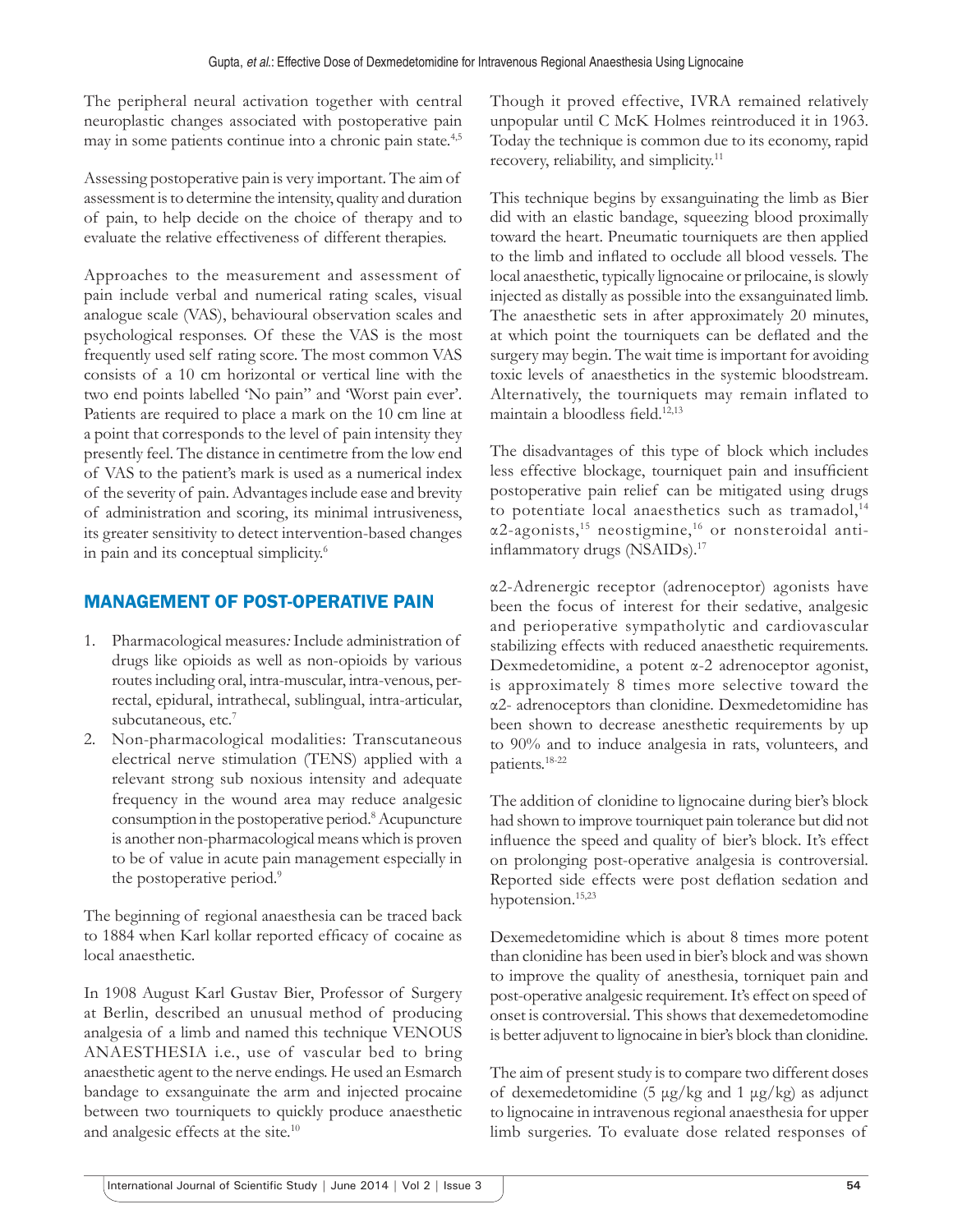The peripheral neural activation together with central neuroplastic changes associated with postoperative pain may in some patients continue into a chronic pain state.[4,5]

Assessing postoperative pain is very important. The aim of assessment is to determine the intensity, quality and duration of pain, to help decide on the choice of therapy and to evaluate the relative effectiveness of different therapies.

Approaches to the measurement and assessment of pain include verbal and numerical rating scales, visual analogue scale (VAS), behavioural observation scales and psychological responses. Of these the VAS is the most frequently used self rating score. The most common VAS consists of a 10 cm horizontal or vertical line with the two end points labelled 'No pain" and 'Worst pain ever'. Patients are required to place a mark on the 10 cm line at a point that corresponds to the level of pain intensity they presently feel. The distance in centimetre from the low end of VAS to the patient's mark is used as a numerical index of the severity of pain. Advantages include ease and brevity of administration and scoring, its minimal intrusiveness, its greater sensitivity to detect intervention-based changes in pain and its conceptual simplicity.[6]

## MANAGEMENT OF POST-OPERATIVE PAIN

1. Pharmacological measures*:* Include administration of drugs like opioids as well as non-opioids by various routes including oral, intra-muscular, intra-venous, per-rectal, epidural, intrathecal, sublingual, intra-articular, subcutaneous, etc.[7]
2. Non-pharmacological modalities: Transcutaneous electrical nerve stimulation (TENS) applied with a relevant strong sub noxious intensity and adequate frequency in the wound area may reduce analgesic consumption in the postoperative period.[8] Acupuncture is another non-pharmacological means which is proven to be of value in acute pain management especially in the postoperative period.[9]

The beginning of regional anaesthesia can be traced back to 1884 when Karl kollar reported efficacy of cocaine as local anaesthetic.

In 1908 August Karl Gustav Bier, Professor of Surgery at Berlin, described an unusual method of producing analgesia of a limb and named this technique VENOUS ANAESTHESIA i.e., use of vascular bed to bring anaesthetic agent to the nerve endings. He used an Esmarch bandage to exsanguinate the arm and injected procaine between two tourniquets to quickly produce anaesthetic and analgesic effects at the site.[10]

Though it proved effective, IVRA remained relatively unpopular until C McK Holmes reintroduced it in 1963. Today the technique is common due to its economy, rapid recovery, reliability, and simplicity.[11]

This technique begins by exsanguinating the limb as Bier did with an elastic bandage, squeezing blood proximally toward the heart. Pneumatic tourniquets are then applied to the limb and inflated to occlude all blood vessels. The local anaesthetic, typically lignocaine or prilocaine, is slowly injected as distally as possible into the exsanguinated limb. The anaesthetic sets in after approximately 20 minutes, at which point the tourniquets can be deflated and the surgery may begin. The wait time is important for avoiding toxic levels of anaesthetics in the systemic bloodstream. Alternatively, the tourniquets may remain inflated to maintain a bloodless field.[12,13]

The disadvantages of this type of block which includes less effective blockage, tourniquet pain and insufficient postoperative pain relief can be mitigated using drugs to potentiate local anaesthetics such as tramadol,[14] α2-agonists,[15] neostigmine,[16] or nonsteroidal anti-inflammatory drugs (NSAIDs).[17]

α2-Adrenergic receptor (adrenoceptor) agonists have been the focus of interest for their sedative, analgesic and perioperative sympatholytic and cardiovascular stabilizing effects with reduced anaesthetic requirements. Dexmedetomidine, a potent α-2 adrenoceptor agonist, is approximately 8 times more selective toward the α2- adrenoceptors than clonidine. Dexmedetomidine has been shown to decrease anesthetic requirements by up to 90% and to induce analgesia in rats, volunteers, and patients.[18-22]

The addition of clonidine to lignocaine during bier's block had shown to improve tourniquet pain tolerance but did not influence the speed and quality of bier's block. It's effect on prolonging post-operative analgesia is controversial. Reported side effects were post deflation sedation and hypotension.[15,23]

Dexemedetomidine which is about 8 times more potent than clonidine has been used in bier's block and was shown to improve the quality of anesthesia, torniquet pain and post-operative analgesic requirement. It's effect on speed of onset is controversial. This shows that dexemedetomodine is better adjuvent to lignocaine in bier's block than clonidine.

The aim of present study is to compare two different doses of dexemedetomidine (5 μg/kg and 1 μg/kg) as adjunct to lignocaine in intravenous regional anaesthesia for upper limb surgeries. To evaluate dose related responses of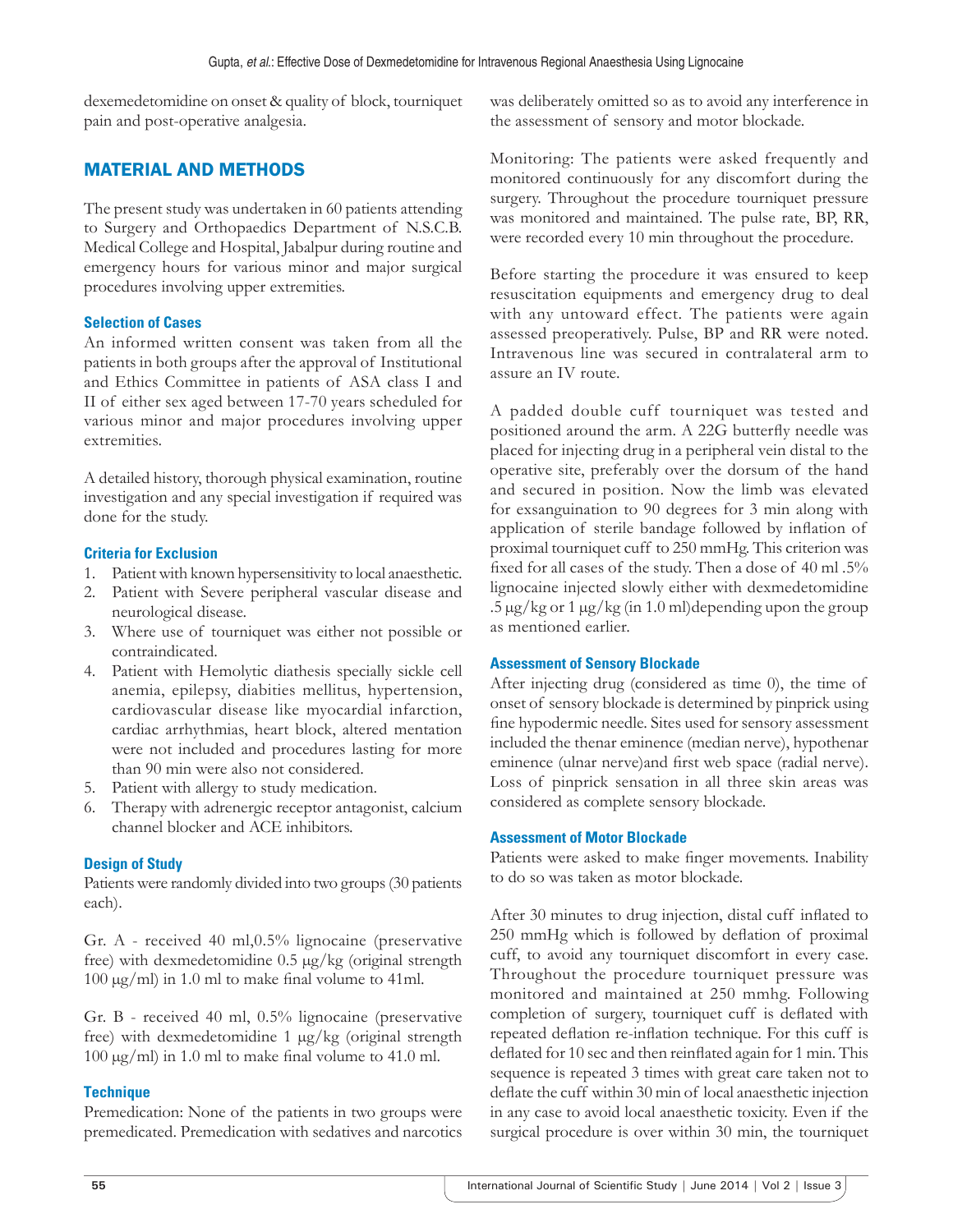dexemedetomidine on onset & quality of block, tourniquet pain and post-operative analgesia.

## MATERIAL AND METHODS

The present study was undertaken in 60 patients attending to Surgery and Orthopaedics Department of N.S.C.B. Medical College and Hospital, Jabalpur during routine and emergency hours for various minor and major surgical procedures involving upper extremities.

### Selection of Cases

An informed written consent was taken from all the patients in both groups after the approval of Institutional and Ethics Committee in patients of ASA class I and II of either sex aged between 17-70 years scheduled for various minor and major procedures involving upper extremities.

A detailed history, thorough physical examination, routine investigation and any special investigation if required was done for the study.

### Criteria for Exclusion

1. Patient with known hypersensitivity to local anaesthetic.
2. Patient with Severe peripheral vascular disease and neurological disease.
3. Where use of tourniquet was either not possible or contraindicated.
4. Patient with Hemolytic diathesis specially sickle cell anemia, epilepsy, diabities mellitus, hypertension, cardiovascular disease like myocardial infarction, cardiac arrhythmias, heart block, altered mentation were not included and procedures lasting for more than 90 min were also not considered.
5. Patient with allergy to study medication.
6. Therapy with adrenergic receptor antagonist, calcium channel blocker and ACE inhibitors.

### Design of Study

Patients were randomly divided into two groups (30 patients each).

Gr. A - received 40 ml,0.5% lignocaine (preservative free) with dexmedetomidine 0.5 μg/kg (original strength 100 μg/ml) in 1.0 ml to make final volume to 41ml.

Gr. B - received 40 ml, 0.5% lignocaine (preservative free) with dexmedetomidine 1 μg/kg (original strength 100 μg/ml) in 1.0 ml to make final volume to 41.0 ml.

### Technique

Premedication: None of the patients in two groups were premedicated. Premedication with sedatives and narcotics was deliberately omitted so as to avoid any interference in the assessment of sensory and motor blockade.

Monitoring: The patients were asked frequently and monitored continuously for any discomfort during the surgery. Throughout the procedure tourniquet pressure was monitored and maintained. The pulse rate, BP, RR, were recorded every 10 min throughout the procedure.

Before starting the procedure it was ensured to keep resuscitation equipments and emergency drug to deal with any untoward effect. The patients were again assessed preoperatively. Pulse, BP and RR were noted. Intravenous line was secured in contralateral arm to assure an IV route.

A padded double cuff tourniquet was tested and positioned around the arm. A 22G butterfly needle was placed for injecting drug in a peripheral vein distal to the operative site, preferably over the dorsum of the hand and secured in position. Now the limb was elevated for exsanguination to 90 degrees for 3 min along with application of sterile bandage followed by inflation of proximal tourniquet cuff to 250 mmHg. This criterion was fixed for all cases of the study. Then a dose of 40 ml .5% lignocaine injected slowly either with dexmedetomidine .5 μg/kg or 1 μg/kg (in 1.0 ml)depending upon the group as mentioned earlier.

### Assessment of Sensory Blockade

After injecting drug (considered as time 0), the time of onset of sensory blockade is determined by pinprick using fine hypodermic needle. Sites used for sensory assessment included the thenar eminence (median nerve), hypothenar eminence (ulnar nerve)and first web space (radial nerve). Loss of pinprick sensation in all three skin areas was considered as complete sensory blockade.

### Assessment of Motor Blockade

Patients were asked to make finger movements. Inability to do so was taken as motor blockade.

After 30 minutes to drug injection, distal cuff inflated to 250 mmHg which is followed by deflation of proximal cuff, to avoid any tourniquet discomfort in every case. Throughout the procedure tourniquet pressure was monitored and maintained at 250 mmhg. Following completion of surgery, tourniquet cuff is deflated with repeated deflation re-inflation technique. For this cuff is deflated for 10 sec and then reinflated again for 1 min. This sequence is repeated 3 times with great care taken not to deflate the cuff within 30 min of local anaesthetic injection in any case to avoid local anaesthetic toxicity. Even if the surgical procedure is over within 30 min, the tourniquet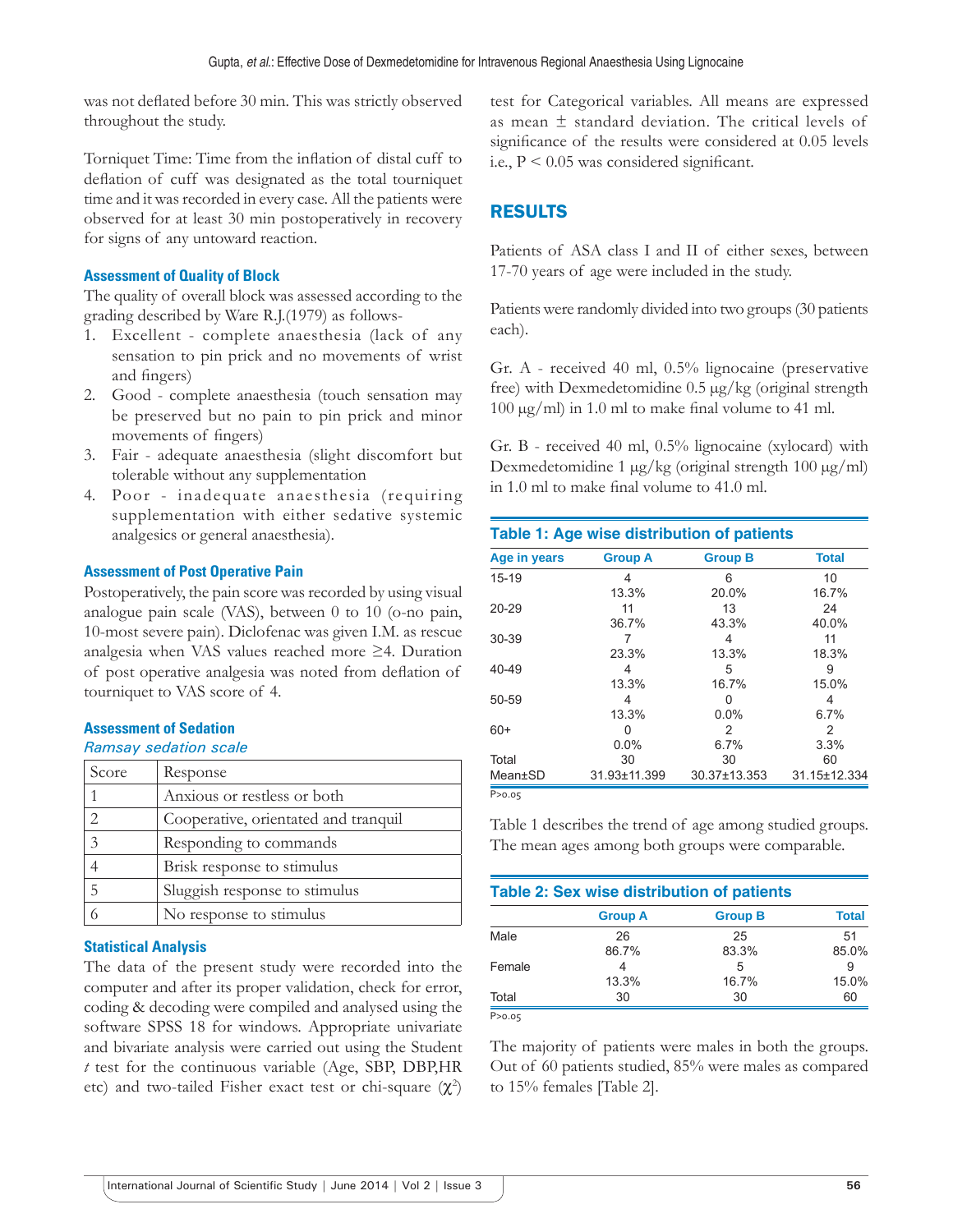was not deflated before 30 min. This was strictly observed throughout the study.

Torniquet Time: Time from the inflation of distal cuff to deflation of cuff was designated as the total tourniquet time and it was recorded in every case. All the patients were observed for at least 30 min postoperatively in recovery for signs of any untoward reaction.

### Assessment of Quality of Block

The quality of overall block was assessed according to the grading described by Ware R.J.(1979) as follows-

1. Excellent - complete anaesthesia (lack of any sensation to pin prick and no movements of wrist and fingers)
2. Good - complete anaesthesia (touch sensation may be preserved but no pain to pin prick and minor movements of fingers)
3. Fair - adequate anaesthesia (slight discomfort but tolerable without any supplementation
4. Poor - inadequate anaesthesia (requiring supplementation with either sedative systemic analgesics or general anaesthesia).

### Assessment of Post Operative Pain

Postoperatively, the pain score was recorded by using visual analogue pain scale (VAS), between 0 to 10 (o-no pain, 10-most severe pain). Diclofenac was given I.M. as rescue analgesia when VAS values reached more ≥4. Duration of post operative analgesia was noted from deflation of tourniquet to VAS score of 4.

### Assessment of Sedation

*Ramsay sedation scale*

| Score | Response |
|---|---|
| 1 | Anxious or restless or both |
| 2 | Cooperative, orientated and tranquil |
| 3 | Responding to commands |
| 4 | Brisk response to stimulus |
| 5 | Sluggish response to stimulus |
| 6 | No response to stimulus |

### Statistical Analysis

The data of the present study were recorded into the computer and after its proper validation, check for error, coding & decoding were compiled and analysed using the software SPSS 18 for windows. Appropriate univariate and bivariate analysis were carried out using the Student *t* test for the continuous variable (Age, SBP, DBP,HR etc) and two-tailed Fisher exact test or chi-square ($\chi^2$) test for Categorical variables. All means are expressed as mean ± standard deviation. The critical levels of significance of the results were considered at 0.05 levels i.e., $P < 0.05$ was considered significant.

## RESULTS

Patients of ASA class I and II of either sexes, between 17-70 years of age were included in the study.

Patients were randomly divided into two groups (30 patients each).

Gr. A - received 40 ml, 0.5% lignocaine (preservative free) with Dexmedetomidine 0.5 μg/kg (original strength 100 μg/ml) in 1.0 ml to make final volume to 41 ml.

Gr. B - received 40 ml, 0.5% lignocaine (xylocard) with Dexmedetomidine 1 μg/kg (original strength 100 μg/ml) in 1.0 ml to make final volume to 41.0 ml.

**Table 1: Age wise distribution of patients**

| Age in years | Group A | Group B | Total |
|---|---|---|---|
| 15-19 | 4<br>13.3% | 6<br>20.0% | 10<br>16.7% |
| 20-29 | 11<br>36.7% | 13<br>43.3% | 24<br>40.0% |
| 30-39 | 7<br>23.3% | 4<br>13.3% | 11<br>18.3% |
| 40-49 | 4<br>13.3% | 5<br>16.7% | 9<br>15.0% |
| 50-59 | 4<br>13.3% | 0<br>0.0% | 4<br>6.7% |
| 60+ | 0<br>0.0% | 2<br>6.7% | 2<br>3.3% |
| Total | 30 | 30 | 60 |
| Mean±SD | 31.93±11.399 | 30.37±13.353 | 31.15±12.334 |

P>0.05

Table 1 describes the trend of age among studied groups. The mean ages among both groups were comparable.

**Table 2: Sex wise distribution of patients**

| | Group A | Group B | Total |
|---|---|---|---|
| Male | 26<br>86.7% | 25<br>83.3% | 51<br>85.0% |
| Female | 4<br>13.3% | 5<br>16.7% | 9<br>15.0% |
| Total | 30 | 30 | 60 |

P>0.05

The majority of patients were males in both the groups. Out of 60 patients studied, 85% were males as compared to 15% females [Table 2].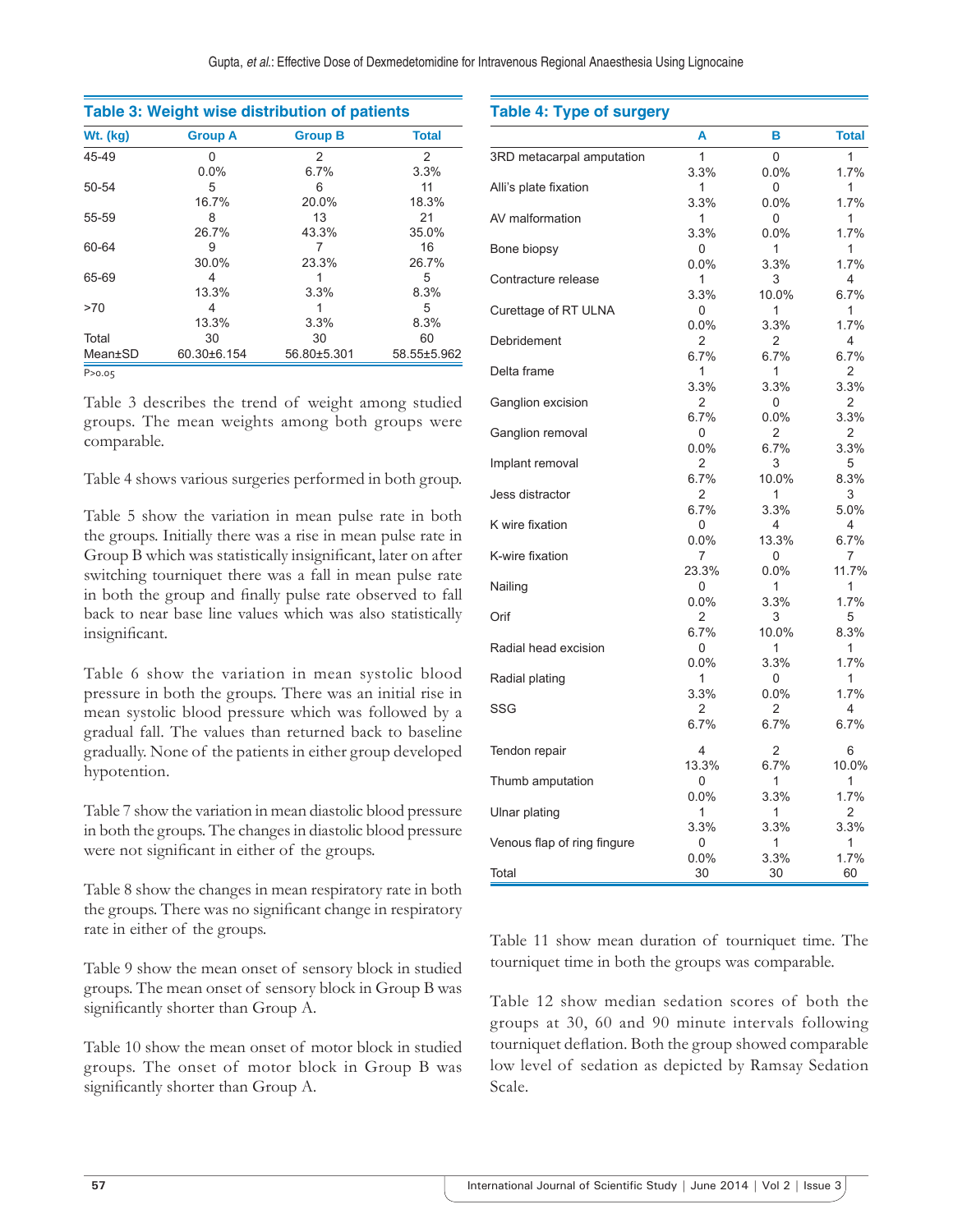**Table 3: Weight wise distribution of patients**

| Wt. (kg) | Group A | Group B | Total |
|---|---|---|---|
| 45-49 | 0<br>0.0% | 2<br>6.7% | 2<br>3.3% |
| 50-54 | 5<br>16.7% | 6<br>20.0% | 11<br>18.3% |
| 55-59 | 8<br>26.7% | 13<br>43.3% | 21<br>35.0% |
| 60-64 | 9<br>30.0% | 7<br>23.3% | 16<br>26.7% |
| 65-69 | 4<br>13.3% | 1<br>3.3% | 5<br>8.3% |
| >70 | 4<br>13.3% | 1<br>3.3% | 5<br>8.3% |
| Total | 30 | 30 | 60 |
| Mean±SD | 60.30±6.154 | 56.80±5.301 | 58.55±5.962 |

P>0.05

Table 3 describes the trend of weight among studied groups. The mean weights among both groups were comparable.

Table 4 shows various surgeries performed in both group.

Table 5 show the variation in mean pulse rate in both the groups. Initially there was a rise in mean pulse rate in Group B which was statistically insignificant, later on after switching tourniquet there was a fall in mean pulse rate in both the group and finally pulse rate observed to fall back to near base line values which was also statistically insignificant.

Table 6 show the variation in mean systolic blood pressure in both the groups. There was an initial rise in mean systolic blood pressure which was followed by a gradual fall. The values than returned back to baseline gradually. None of the patients in either group developed hypotention.

Table 7 show the variation in mean diastolic blood pressure in both the groups. The changes in diastolic blood pressure were not significant in either of the groups.

Table 8 show the changes in mean respiratory rate in both the groups. There was no significant change in respiratory rate in either of the groups.

Table 9 show the mean onset of sensory block in studied groups. The mean onset of sensory block in Group B was significantly shorter than Group A.

Table 10 show the mean onset of motor block in studied groups. The onset of motor block in Group B was significantly shorter than Group A.

**Table 4: Type of surgery**

| | A | B | Total |
|---|---|---|---|
| 3RD metacarpal amputation | 1<br>3.3% | 0<br>0.0% | 1<br>1.7% |
| Alli's plate fixation | 1<br>3.3% | 0<br>0.0% | 1<br>1.7% |
| AV malformation | 1<br>3.3% | 0<br>0.0% | 1<br>1.7% |
| Bone biopsy | 0<br>0.0% | 1<br>3.3% | 1<br>1.7% |
| Contracture release | 1<br>3.3% | 3<br>10.0% | 4<br>6.7% |
| Curettage of RT ULNA | 0<br>0.0% | 1<br>3.3% | 1<br>1.7% |
| Debridement | 2<br>6.7% | 2<br>6.7% | 4<br>6.7% |
| Delta frame | 1<br>3.3% | 1<br>3.3% | 2<br>3.3% |
| Ganglion excision | 2<br>6.7% | 0<br>0.0% | 2<br>3.3% |
| Ganglion removal | 0<br>0.0% | 2<br>6.7% | 2<br>3.3% |
| Implant removal | 2<br>6.7% | 3<br>10.0% | 5<br>8.3% |
| Jess distractor | 2<br>6.7% | 1<br>3.3% | 3<br>5.0% |
| K wire fixation | 0<br>0.0% | 4<br>13.3% | 4<br>6.7% |
| K-wire fixation | 7<br>23.3% | 0<br>0.0% | 7<br>11.7% |
| Nailing | 0<br>0.0% | 1<br>3.3% | 1<br>1.7% |
| Orif | 2<br>6.7% | 3<br>10.0% | 5<br>8.3% |
| Radial head excision | 0<br>0.0% | 1<br>3.3% | 1<br>1.7% |
| Radial plating | 1<br>3.3% | 0<br>0.0% | 1<br>1.7% |
| SSG | 2<br>6.7% | 2<br>6.7% | 4<br>6.7% |
| Tendon repair | 4<br>13.3% | 2<br>6.7% | 6<br>10.0% |
| Thumb amputation | 0<br>0.0% | 1<br>3.3% | 1<br>1.7% |
| Ulnar plating | 1<br>3.3% | 1<br>3.3% | 2<br>3.3% |
| Venous flap of ring fingure | 0<br>0.0% | 1<br>3.3% | 1<br>1.7% |
| Total | 30 | 30 | 60 |

Table 11 show mean duration of tourniquet time. The tourniquet time in both the groups was comparable.

Table 12 show median sedation scores of both the groups at 30, 60 and 90 minute intervals following tourniquet deflation. Both the group showed comparable low level of sedation as depicted by Ramsay Sedation Scale.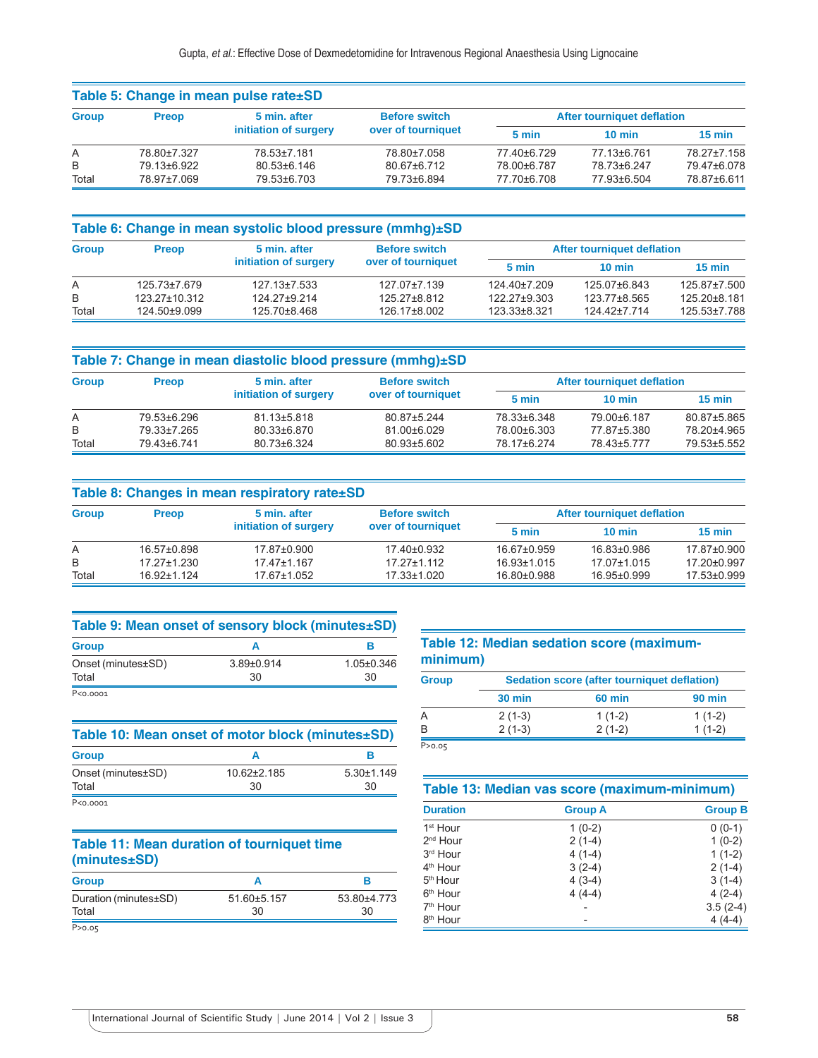### Table 5: Change in mean pulse rate±SD

| Group | Preop | 5 min. after initiation of surgery | Before switch over of tourniquet | After tourniquet deflation | | |
|---|---|---|---|---|---|---|
| | | | | 5 min | 10 min | 15 min |
| A | 78.80±7.327 | 78.53±7.181 | 78.80±7.058 | 77.40±6.729 | 77.13±6.761 | 78.27±7.158 |
| B | 79.13±6.922 | 80.53±6.146 | 80.67±6.712 | 78.00±6.787 | 78.73±6.247 | 79.47±6.078 |
| Total | 78.97±7.069 | 79.53±6.703 | 79.73±6.894 | 77.70±6.708 | 77.93±6.504 | 78.87±6.611 |

### Table 6: Change in mean systolic blood pressure (mmhg)±SD

| Group | Preop | 5 min. after initiation of surgery | Before switch over of tourniquet | After tourniquet deflation | | |
|---|---|---|---|---|---|---|
| | | | | 5 min | 10 min | 15 min |
| A | 125.73±7.679 | 127.13±7.533 | 127.07±7.139 | 124.40±7.209 | 125.07±6.843 | 125.87±7.500 |
| B | 123.27±10.312 | 124.27±9.214 | 125.27±8.812 | 122.27±9.303 | 123.77±8.565 | 125.20±8.181 |
| Total | 124.50±9.099 | 125.70±8.468 | 126.17±8.002 | 123.33±8.321 | 124.42±7.714 | 125.53±7.788 |

### Table 7: Change in mean diastolic blood pressure (mmhg)±SD

| Group | Preop | 5 min. after initiation of surgery | Before switch over of tourniquet | After tourniquet deflation | | |
|---|---|---|---|---|---|---|
| | | | | 5 min | 10 min | 15 min |
| A | 79.53±6.296 | 81.13±5.818 | 80.87±5.244 | 78.33±6.348 | 79.00±6.187 | 80.87±5.865 |
| B | 79.33±7.265 | 80.33±6.870 | 81.00±6.029 | 78.00±6.303 | 77.87±5.380 | 78.20±4.965 |
| Total | 79.43±6.741 | 80.73±6.324 | 80.93±5.602 | 78.17±6.274 | 78.43±5.777 | 79.53±5.552 |

### Table 8: Changes in mean respiratory rate±SD

| Group | Preop | 5 min. after initiation of surgery | Before switch over of tourniquet | After tourniquet deflation | | |
|---|---|---|---|---|---|---|
| | | | | 5 min | 10 min | 15 min |
| A | 16.57±0.898 | 17.87±0.900 | 17.40±0.932 | 16.67±0.959 | 16.83±0.986 | 17.87±0.900 |
| B | 17.27±1.230 | 17.47±1.167 | 17.27±1.112 | 16.93±1.015 | 17.07±1.015 | 17.20±0.997 |
| Total | 16.92±1.124 | 17.67±1.052 | 17.33±1.020 | 16.80±0.988 | 16.95±0.999 | 17.53±0.999 |

### Table 9: Mean onset of sensory block (minutes±SD)

| Group | A | B |
|---|---|---|
| Onset (minutes±SD) | 3.89±0.914 | 1.05±0.346 |
| Total | 30 | 30 |

P<0.0001

### Table 10: Mean onset of motor block (minutes±SD)

| Group | A | B |
|---|---|---|
| Onset (minutes±SD) | 10.62±2.185 | 5.30±1.149 |
| Total | 30 | 30 |

P<0.0001

### Table 11: Mean duration of tourniquet time (minutes±SD)

| Group | A | B |
|---|---|---|
| Duration (minutes±SD) | 51.60±5.157 | 53.80±4.773 |
| Total | 30 | 30 |

P>0.05

### Table 12: Median sedation score (maximum-minimum)

| Group | Sedation score (after tourniquet deflation) | | |
|---|---|---|---|
| | 30 min | 60 min | 90 min |
| A | 2 (1-3) | 1 (1-2) | 1 (1-2) |
| B | 2 (1-3) | 2 (1-2) | 1 (1-2) |

P>0.05

### Table 13: Median vas score (maximum-minimum)

| Duration | Group A | Group B |
|---|---|---|
| 1st Hour | 1 (0-2) | 0 (0-1) |
| 2nd Hour | 2 (1-4) | 1 (0-2) |
| 3rd Hour | 4 (1-4) | 1 (1-2) |
| 4th Hour | 3 (2-4) | 2 (1-4) |
| 5th Hour | 4 (3-4) | 3 (1-4) |
| 6th Hour | 4 (4-4) | 4 (2-4) |
| 7th Hour | - | 3.5 (2-4) |
| 8th Hour | - | 4 (4-4) |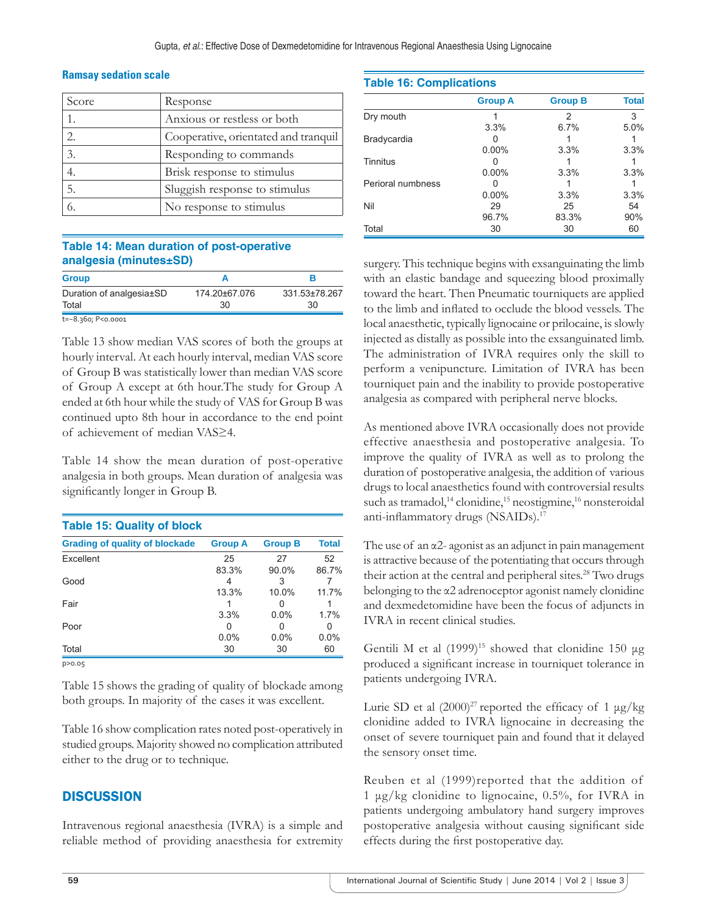**Ramsay sedation scale**

| Score | Response |
|---|---|
| 1. | Anxious or restless or both |
| 2. | Cooperative, orientated and tranquil |
| 3. | Responding to commands |
| 4. | Brisk response to stimulus |
| 5. | Sluggish response to stimulus |
| 6. | No response to stimulus |

**Table 14: Mean duration of post-operative analgesia (minutes±SD)**

| Group | A | B |
|---|---|---|
| Duration of analgesia±SD | 174.20±67.076 | 331.53±78.267 |
| Total | 30 | 30 |

t=−8.360; P<0.0001

Table 13 show median VAS scores of both the groups at hourly interval. At each hourly interval, median VAS score of Group B was statistically lower than median VAS score of Group A except at 6th hour.The study for Group A ended at 6th hour while the study of VAS for Group B was continued upto 8th hour in accordance to the end point of achievement of median VAS≥4.

Table 14 show the mean duration of post-operative analgesia in both groups. Mean duration of analgesia was significantly longer in Group B.

**Table 15: Quality of block**

| Grading of quality of blockade | Group A | Group B | Total |
|---|---|---|---|
| Excellent | 25<br>83.3% | 27<br>90.0% | 52<br>86.7% |
| Good | 4<br>13.3% | 3<br>10.0% | 7<br>11.7% |
| Fair | 1<br>3.3% | 0<br>0.0% | 1<br>1.7% |
| Poor | 0<br>0.0% | 0<br>0.0% | 0<br>0.0% |
| Total | 30 | 30 | 60 |

p>0.05

Table 15 shows the grading of quality of blockade among both groups. In majority of the cases it was excellent.

Table 16 show complication rates noted post-operatively in studied groups. Majority showed no complication attributed either to the drug or to technique.

**Table 16: Complications**

| | Group A | Group B | Total |
|---|---|---|---|
| Dry mouth | 1<br>3.3% | 2<br>6.7% | 3<br>5.0% |
| Bradycardia | 0<br>0.00% | 1<br>3.3% | 1<br>3.3% |
| Tinnitus | 0<br>0.00% | 1<br>3.3% | 1<br>3.3% |
| Perioral numbness | 0<br>0.00% | 1<br>3.3% | 1<br>3.3% |
| Nil | 29<br>96.7% | 25<br>83.3% | 54<br>90% |
| Total | 30 | 30 | 60 |

## DISCUSSION

Intravenous regional anaesthesia (IVRA) is a simple and reliable method of providing anaesthesia for extremity surgery. This technique begins with exsanguinating the limb with an elastic bandage and squeezing blood proximally toward the heart. Then Pneumatic tourniquets are applied to the limb and inflated to occlude the blood vessels. The local anaesthetic, typically lignocaine or prilocaine, is slowly injected as distally as possible into the exsanguinated limb. The administration of IVRA requires only the skill to perform a venipuncture. Limitation of IVRA has been tourniquet pain and the inability to provide postoperative analgesia as compared with peripheral nerve blocks.

As mentioned above IVRA occasionally does not provide effective anaesthesia and postoperative analgesia. To improve the quality of IVRA as well as to prolong the duration of postoperative analgesia, the addition of various drugs to local anaesthetics found with controversial results such as tramadol,[14] clonidine,[15] neostigmine,[16] nonsteroidal anti-inflammatory drugs (NSAIDs).[17]

The use of an α2- agonist as an adjunct in pain management is attractive because of the potentiating that occurs through their action at the central and peripheral sites.[28] Two drugs belonging to the α2 adrenoceptor agonist namely clonidine and dexmedetomidine have been the focus of adjuncts in IVRA in recent clinical studies.

Gentili M et al (1999)[15] showed that clonidine 150 μg produced a significant increase in tourniquet tolerance in patients undergoing IVRA.

Lurie SD et al (2000)[27] reported the efficacy of 1 μg/kg clonidine added to IVRA lignocaine in decreasing the onset of severe tourniquet pain and found that it delayed the sensory onset time.

Reuben et al (1999)reported that the addition of 1 μg/kg clonidine to lignocaine, 0.5%, for IVRA in patients undergoing ambulatory hand surgery improves postoperative analgesia without causing significant side effects during the first postoperative day.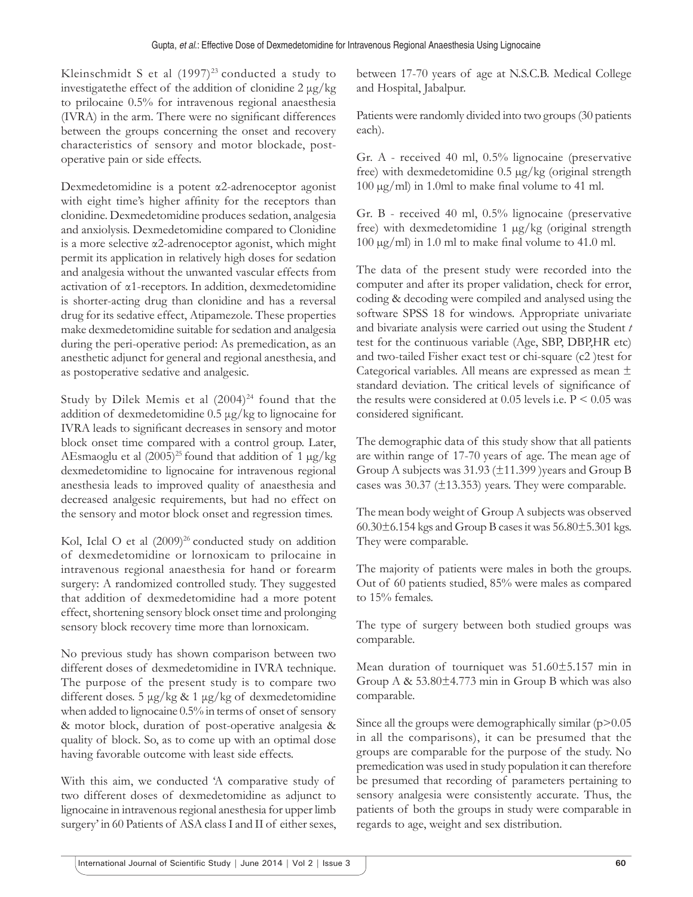Kleinschmidt S et al (1997)[23] conducted a study to investigatethe effect of the addition of clonidine 2 μg/kg to prilocaine 0.5% for intravenous regional anaesthesia (IVRA) in the arm. There were no significant differences between the groups concerning the onset and recovery characteristics of sensory and motor blockade, post-operative pain or side effects.

Dexmedetomidine is a potent α2-adrenoceptor agonist with eight time's higher affinity for the receptors than clonidine. Dexmedetomidine produces sedation, analgesia and anxiolysis. Dexmedetomidine compared to Clonidine is a more selective α2-adrenoceptor agonist, which might permit its application in relatively high doses for sedation and analgesia without the unwanted vascular effects from activation of α1-receptors. In addition, dexmedetomidine is shorter-acting drug than clonidine and has a reversal drug for its sedative effect, Atipamezole. These properties make dexmedetomidine suitable for sedation and analgesia during the peri-operative period: As premedication, as an anesthetic adjunct for general and regional anesthesia, and as postoperative sedative and analgesic.

Study by Dilek Memis et al (2004)[24] found that the addition of dexmedetomidine 0.5 μg/kg to lignocaine for IVRA leads to significant decreases in sensory and motor block onset time compared with a control group. Later, AEsmaoglu et al (2005)[25] found that addition of 1 μg/kg dexmedetomidine to lignocaine for intravenous regional anesthesia leads to improved quality of anaesthesia and decreased analgesic requirements, but had no effect on the sensory and motor block onset and regression times.

Kol, Iclal O et al (2009)[26] conducted study on addition of dexmedetomidine or lornoxicam to prilocaine in intravenous regional anaesthesia for hand or forearm surgery: A randomized controlled study. They suggested that addition of dexmedetomidine had a more potent effect, shortening sensory block onset time and prolonging sensory block recovery time more than lornoxicam.

No previous study has shown comparison between two different doses of dexmedetomidine in IVRA technique. The purpose of the present study is to compare two different doses. 5 μg/kg & 1 μg/kg of dexmedetomidine when added to lignocaine 0.5% in terms of onset of sensory & motor block, duration of post-operative analgesia & quality of block. So, as to come up with an optimal dose having favorable outcome with least side effects.

With this aim, we conducted 'A comparative study of two different doses of dexmedetomidine as adjunct to lignocaine in intravenous regional anesthesia for upper limb surgery' in 60 Patients of ASA class I and II of either sexes, between 17-70 years of age at N.S.C.B. Medical College and Hospital, Jabalpur.

Patients were randomly divided into two groups (30 patients each).

Gr. A - received 40 ml, 0.5% lignocaine (preservative free) with dexmedetomidine 0.5 μg/kg (original strength 100 μg/ml) in 1.0ml to make final volume to 41 ml.

Gr. B - received 40 ml, 0.5% lignocaine (preservative free) with dexmedetomidine 1 μg/kg (original strength 100 μg/ml) in 1.0 ml to make final volume to 41.0 ml.

The data of the present study were recorded into the computer and after its proper validation, check for error, coding & decoding were compiled and analysed using the software SPSS 18 for windows. Appropriate univariate and bivariate analysis were carried out using the Student *t* test for the continuous variable (Age, SBP, DBP,HR etc) and two-tailed Fisher exact test or chi-square (c2 )test for Categorical variables. All means are expressed as mean ± standard deviation. The critical levels of significance of the results were considered at 0.05 levels i.e. $P < 0.05$ was considered significant.

The demographic data of this study show that all patients are within range of 17-70 years of age. The mean age of Group A subjects was 31.93 (±11.399 )years and Group B cases was 30.37 (±13.353) years. They were comparable.

The mean body weight of Group A subjects was observed 60.30±6.154 kgs and Group B cases it was 56.80±5.301 kgs. They were comparable.

The majority of patients were males in both the groups. Out of 60 patients studied, 85% were males as compared to 15% females.

The type of surgery between both studied groups was comparable.

Mean duration of tourniquet was 51.60±5.157 min in Group A & 53.80±4.773 min in Group B which was also comparable.

Since all the groups were demographically similar ($p>0.05$ in all the comparisons), it can be presumed that the groups are comparable for the purpose of the study. No premedication was used in study population it can therefore be presumed that recording of parameters pertaining to sensory analgesia were consistently accurate. Thus, the patients of both the groups in study were comparable in regards to age, weight and sex distribution.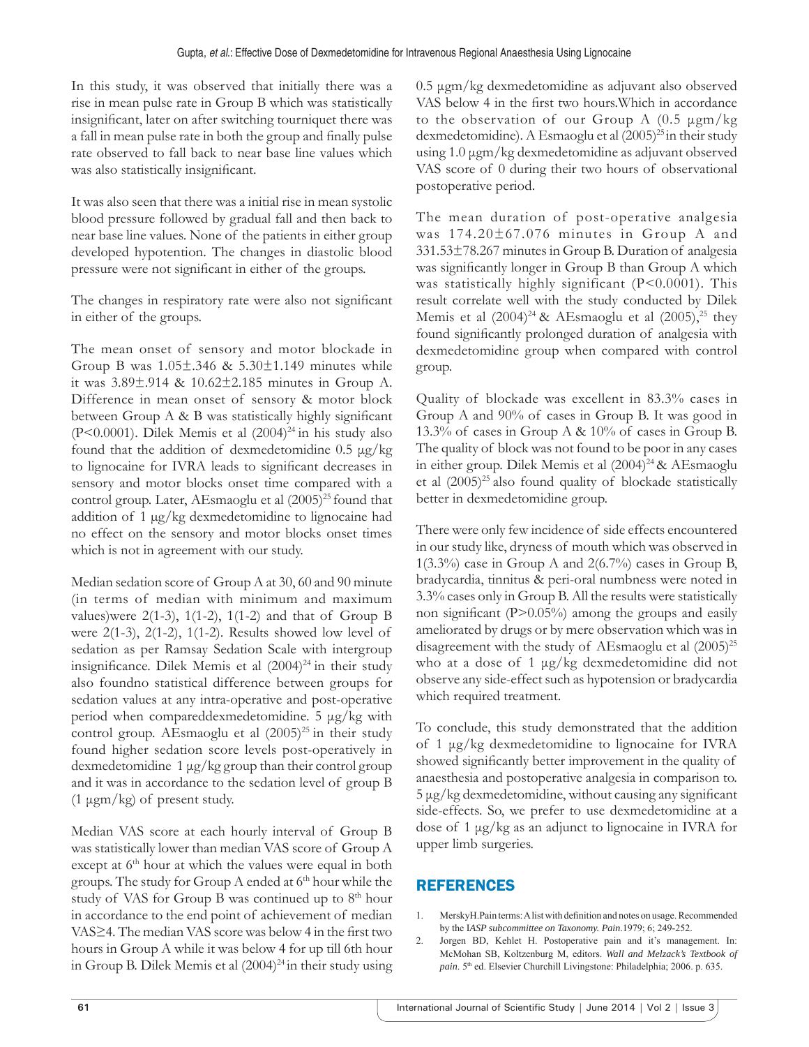In this study, it was observed that initially there was a rise in mean pulse rate in Group B which was statistically insignificant, later on after switching tourniquet there was a fall in mean pulse rate in both the group and finally pulse rate observed to fall back to near base line values which was also statistically insignificant.

It was also seen that there was a initial rise in mean systolic blood pressure followed by gradual fall and then back to near base line values. None of the patients in either group developed hypotention. The changes in diastolic blood pressure were not significant in either of the groups.

The changes in respiratory rate were also not significant in either of the groups.

The mean onset of sensory and motor blockade in Group B was 1.05±.346 & 5.30±1.149 minutes while it was 3.89±.914 & 10.62±2.185 minutes in Group A. Difference in mean onset of sensory & motor block between Group A & B was statistically highly significant (P<0.0001). Dilek Memis et al (2004)[24] in his study also found that the addition of dexmedetomidine 0.5 μg/kg to lignocaine for IVRA leads to significant decreases in sensory and motor blocks onset time compared with a control group. Later, AEsmaoglu et al (2005)[25] found that addition of 1 μg/kg dexmedetomidine to lignocaine had no effect on the sensory and motor blocks onset times which is not in agreement with our study.

Median sedation score of Group A at 30, 60 and 90 minute (in terms of median with minimum and maximum values)were 2(1-3), 1(1-2), 1(1-2) and that of Group B were 2(1-3), 2(1-2), 1(1-2). Results showed low level of sedation as per Ramsay Sedation Scale with intergroup insignificance. Dilek Memis et al (2004)[24] in their study also foundno statistical difference between groups for sedation values at any intra-operative and post-operative period when compareddexmedetomidine. 5 μg/kg with control group. AEsmaoglu et al (2005)[25] in their study found higher sedation score levels post-operatively in dexmedetomidine 1 μg/kg group than their control group and it was in accordance to the sedation level of group B (1 μgm/kg) of present study.

Median VAS score at each hourly interval of Group B was statistically lower than median VAS score of Group A except at 6th hour at which the values were equal in both groups. The study for Group A ended at 6th hour while the study of VAS for Group B was continued up to 8th hour in accordance to the end point of achievement of median VAS≥4. The median VAS score was below 4 in the first two hours in Group A while it was below 4 for up till 6th hour in Group B. Dilek Memis et al (2004)[24] in their study using 0.5 μgm/kg dexmedetomidine as adjuvant also observed VAS below 4 in the first two hours.Which in accordance to the observation of our Group A (0.5 μgm/kg dexmedetomidine). A Esmaoglu et al (2005)[25] in their study using 1.0 μgm/kg dexmedetomidine as adjuvant observed VAS score of 0 during their two hours of observational postoperative period.

The mean duration of post-operative analgesia was 174.20±67.076 minutes in Group A and 331.53±78.267 minutes in Group B. Duration of analgesia was significantly longer in Group B than Group A which was statistically highly significant (P<0.0001). This result correlate well with the study conducted by Dilek Memis et al (2004)[24] & AEsmaoglu et al (2005),[25] they found significantly prolonged duration of analgesia with dexmedetomidine group when compared with control group.

Quality of blockade was excellent in 83.3% cases in Group A and 90% of cases in Group B. It was good in 13.3% of cases in Group A & 10% of cases in Group B. The quality of block was not found to be poor in any cases in either group. Dilek Memis et al (2004)[24] & AEsmaoglu et al (2005)[25] also found quality of blockade statistically better in dexmedetomidine group.

There were only few incidence of side effects encountered in our study like, dryness of mouth which was observed in 1(3.3%) case in Group A and 2(6.7%) cases in Group B, bradycardia, tinnitus & peri-oral numbness were noted in 3.3% cases only in Group B. All the results were statistically non significant (P>0.05%) among the groups and easily ameliorated by drugs or by mere observation which was in disagreement with the study of AEsmaoglu et al (2005)[25] who at a dose of 1 μg/kg dexmedetomidine did not observe any side-effect such as hypotension or bradycardia which required treatment.

To conclude, this study demonstrated that the addition of 1 μg/kg dexmedetomidine to lignocaine for IVRA showed significantly better improvement in the quality of anaesthesia and postoperative analgesia in comparison to. 5 μg/kg dexmedetomidine, without causing any significant side-effects. So, we prefer to use dexmedetomidine at a dose of 1 μg/kg as an adjunct to lignocaine in IVRA for upper limb surgeries.

## REFERENCES

1. MerskyH.Pain terms: A list with definition and notes on usage. Recommended by the I*ASP subcommittee on Taxonomy. Pain*.1979; 6; 249-252.
2. Jorgen BD, Kehlet H. Postoperative pain and it's management. In: McMohan SB, Koltzenburg M, editors. *Wall and Melzack's Textbook of pain*. 5th ed. Elsevier Churchill Livingstone: Philadelphia; 2006. p. 635.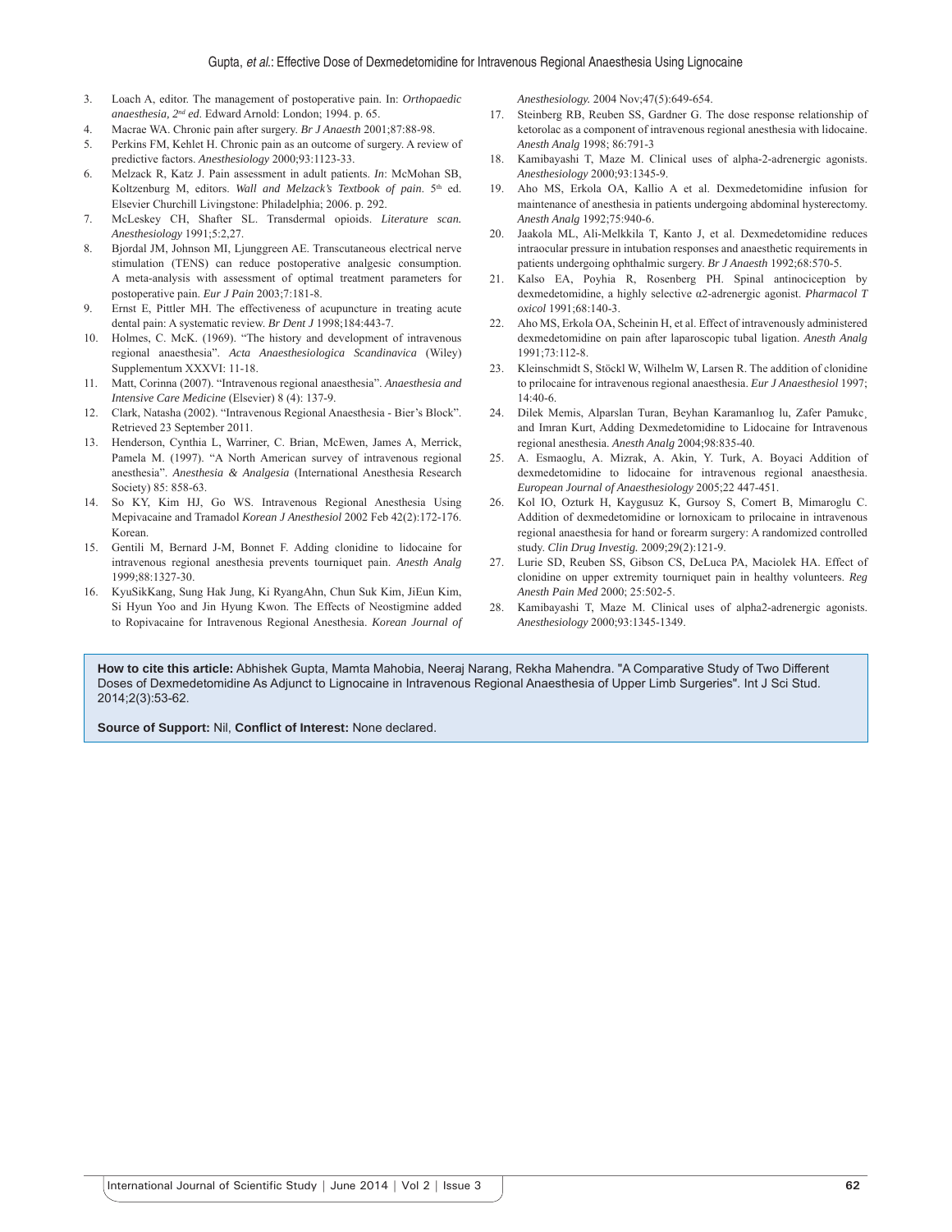3. Loach A, editor. The management of postoperative pain. In: *Orthopaedic anaesthesia, 2nd ed*. Edward Arnold: London; 1994. p. 65.
4. Macrae WA. Chronic pain after surgery. *Br J Anaesth* 2001;87:88-98.
5. Perkins FM, Kehlet H. Chronic pain as an outcome of surgery. A review of predictive factors. *Anesthesiology* 2000;93:1123-33.
6. Melzack R, Katz J. Pain assessment in adult patients. *In*: McMohan SB, Koltzenburg M, editors. *Wall and Melzack's Textbook of pain*. 5th ed. Elsevier Churchill Livingstone: Philadelphia; 2006. p. 292.
7. McLeskey CH, Shafter SL. Transdermal opioids. *Literature scan. Anesthesiology* 1991;5:2,27.
8. Bjordal JM, Johnson MI, Ljunggreen AE. Transcutaneous electrical nerve stimulation (TENS) can reduce postoperative analgesic consumption. A meta-analysis with assessment of optimal treatment parameters for postoperative pain. *Eur J Pain* 2003;7:181-8.
9. Ernst E, Pittler MH. The effectiveness of acupuncture in treating acute dental pain: A systematic review. *Br Dent J* 1998;184:443-7.
10. Holmes, C. McK. (1969). "The history and development of intravenous regional anaesthesia". *Acta Anaesthesiologica Scandinavica* (Wiley) Supplementum XXXVI: 11-18.
11. Matt, Corinna (2007). "Intravenous regional anaesthesia". *Anaesthesia and Intensive Care Medicine* (Elsevier) 8 (4): 137-9.
12. Clark, Natasha (2002). "Intravenous Regional Anaesthesia - Bier's Block". Retrieved 23 September 2011.
13. Henderson, Cynthia L, Warriner, C. Brian, McEwen, James A, Merrick, Pamela M. (1997). "A North American survey of intravenous regional anesthesia". *Anesthesia & Analgesia* (International Anesthesia Research Society) 85: 858-63.
14. So KY, Kim HJ, Go WS. Intravenous Regional Anesthesia Using Mepivacaine and Tramadol *Korean J Anesthesiol* 2002 Feb 42(2):172-176. Korean.
15. Gentili M, Bernard J-M, Bonnet F. Adding clonidine to lidocaine for intravenous regional anesthesia prevents tourniquet pain. *Anesth Analg* 1999;88:1327-30.
16. KyuSikKang, Sung Hak Jung, Ki RyangAhn, Chun Suk Kim, JiEun Kim, Si Hyun Yoo and Jin Hyung Kwon. The Effects of Neostigmine added to Ropivacaine for Intravenous Regional Anesthesia. *Korean Journal of Anesthesiology.* 2004 Nov;47(5):649-654.
17. Steinberg RB, Reuben SS, Gardner G. The dose response relationship of ketorolac as a component of intravenous regional anesthesia with lidocaine. *Anesth Analg* 1998; 86:791-3
18. Kamibayashi T, Maze M. Clinical uses of alpha-2-adrenergic agonists. *Anesthesiology* 2000;93:1345-9.
19. Aho MS, Erkola OA, Kallio A et al. Dexmedetomidine infusion for maintenance of anesthesia in patients undergoing abdominal hysterectomy. *Anesth Analg* 1992;75:940-6.
20. Jaakola ML, Ali-Melkkila T, Kanto J, et al. Dexmedetomidine reduces intraocular pressure in intubation responses and anaesthetic requirements in patients undergoing ophthalmic surgery. *Br J Anaesth* 1992;68:570-5.
21. Kalso EA, Poyhia R, Rosenberg PH. Spinal antinociception by dexmedetomidine, a highly selective α2-adrenergic agonist. *Pharmacol T oxicol* 1991;68:140-3.
22. Aho MS, Erkola OA, Scheinin H, et al. Effect of intravenously administered dexmedetomidine on pain after laparoscopic tubal ligation. *Anesth Analg* 1991;73:112-8.
23. Kleinschmidt S, Stöckl W, Wilhelm W, Larsen R. The addition of clonidine to prilocaine for intravenous regional anaesthesia. *Eur J Anaesthesiol* 1997; 14:40-6.
24. Dilek Memis, Alparslan Turan, Beyhan Karamanlıog lu, Zafer Pamukc¸ and Imran Kurt, Adding Dexmedetomidine to Lidocaine for Intravenous regional anesthesia. *Anesth Analg* 2004;98:835-40.
25. A. Esmaoglu, A. Mizrak, A. Akin, Y. Turk, A. Boyaci Addition of dexmedetomidine to lidocaine for intravenous regional anaesthesia. *European Journal of Anaesthesiology* 2005;22 447-451.
26. Kol IO, Ozturk H, Kaygusuz K, Gursoy S, Comert B, Mimaroglu C. Addition of dexmedetomidine or lornoxicam to prilocaine in intravenous regional anaesthesia for hand or forearm surgery: A randomized controlled study. *Clin Drug Investig.* 2009;29(2):121-9.
27. Lurie SD, Reuben SS, Gibson CS, DeLuca PA, Maciolek HA. Effect of clonidine on upper extremity tourniquet pain in healthy volunteers. *Reg Anesth Pain Med* 2000; 25:502-5.
28. Kamibayashi T, Maze M. Clinical uses of alpha2-adrenergic agonists. *Anesthesiology* 2000;93:1345-1349.

**How to cite this article:** Abhishek Gupta, Mamta Mahobia, Neeraj Narang, Rekha Mahendra. "A Comparative Study of Two Different Doses of Dexmedetomidine As Adjunct to Lignocaine in Intravenous Regional Anaesthesia of Upper Limb Surgeries". Int J Sci Stud. 2014;2(3):53-62.

**Source of Support:** Nil, **Conflict of Interest:** None declared.